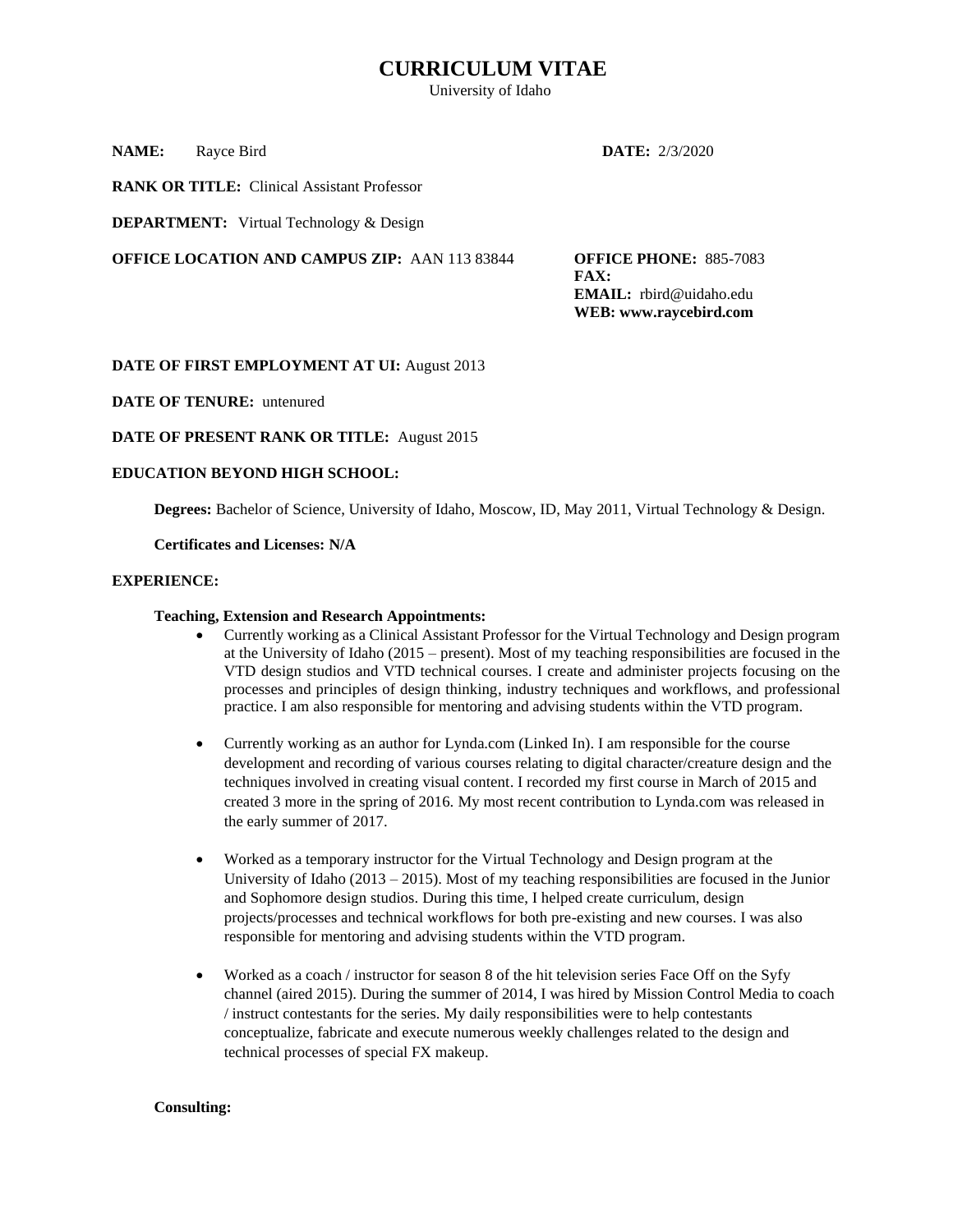# CURRICULUM VITAE

University of Idaho

**NAME:** Rayce Bird **DATE:** 2/3/2020

**RANK OR TITLE:** Clinical Assistant Professor

**DEPARTMENT:** Virtual Technology & Design

**OFFICE LOCATION AND CAMPUS ZIP:** AAN 113 83844

**OFFICE PHONE:** 885-7083
**FAX:**
**EMAIL:** rbird@uidaho.edu
**WEB: www.raycebird.com**

**DATE OF FIRST EMPLOYMENT AT UI:** August 2013

**DATE OF TENURE:** untenured

**DATE OF PRESENT RANK OR TITLE:** August 2015

**EDUCATION BEYOND HIGH SCHOOL:**

**Degrees:** Bachelor of Science, University of Idaho, Moscow, ID, May 2011, Virtual Technology & Design.

**Certificates and Licenses: N/A**

**EXPERIENCE:**

**Teaching, Extension and Research Appointments:**

- Currently working as a Clinical Assistant Professor for the Virtual Technology and Design program at the University of Idaho (2015 – present). Most of my teaching responsibilities are focused in the VTD design studios and VTD technical courses. I create and administer projects focusing on the processes and principles of design thinking, industry techniques and workflows, and professional practice. I am also responsible for mentoring and advising students within the VTD program.

- Currently working as an author for Lynda.com (Linked In). I am responsible for the course development and recording of various courses relating to digital character/creature design and the techniques involved in creating visual content. I recorded my first course in March of 2015 and created 3 more in the spring of 2016. My most recent contribution to Lynda.com was released in the early summer of 2017.

- Worked as a temporary instructor for the Virtual Technology and Design program at the University of Idaho (2013 – 2015). Most of my teaching responsibilities are focused in the Junior and Sophomore design studios. During this time, I helped create curriculum, design projects/processes and technical workflows for both pre-existing and new courses. I was also responsible for mentoring and advising students within the VTD program.

- Worked as a coach / instructor for season 8 of the hit television series Face Off on the Syfy channel (aired 2015). During the summer of 2014, I was hired by Mission Control Media to coach / instruct contestants for the series. My daily responsibilities were to help contestants conceptualize, fabricate and execute numerous weekly challenges related to the design and technical processes of special FX makeup.

**Consulting:**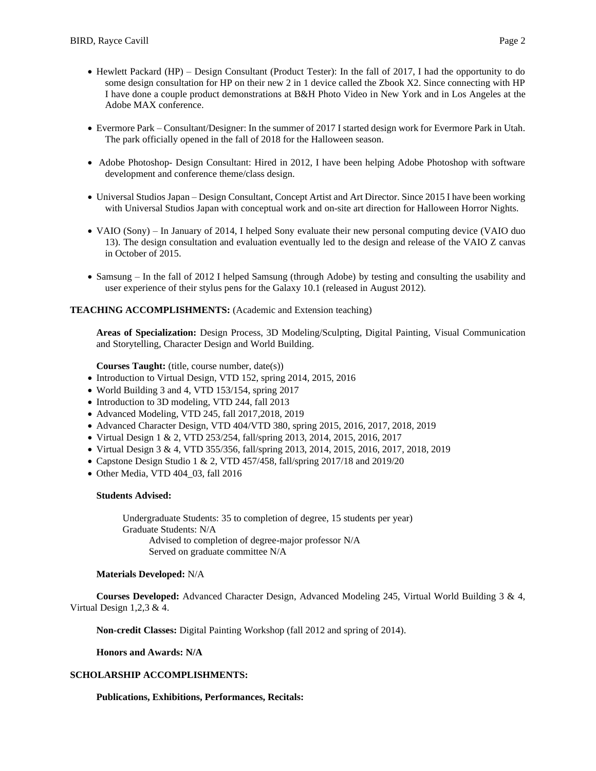- Hewlett Packard (HP) – Design Consultant (Product Tester): In the fall of 2017, I had the opportunity to do some design consultation for HP on their new 2 in 1 device called the Zbook X2. Since connecting with HP I have done a couple product demonstrations at B&H Photo Video in New York and in Los Angeles at the Adobe MAX conference.

- Evermore Park – Consultant/Designer: In the summer of 2017 I started design work for Evermore Park in Utah. The park officially opened in the fall of 2018 for the Halloween season.

- Adobe Photoshop- Design Consultant: Hired in 2012, I have been helping Adobe Photoshop with software development and conference theme/class design.

- Universal Studios Japan – Design Consultant, Concept Artist and Art Director. Since 2015 I have been working with Universal Studios Japan with conceptual work and on-site art direction for Halloween Horror Nights.

- VAIO (Sony) – In January of 2014, I helped Sony evaluate their new personal computing device (VAIO duo 13). The design consultation and evaluation eventually led to the design and release of the VAIO Z canvas in October of 2015.

- Samsung – In the fall of 2012 I helped Samsung (through Adobe) by testing and consulting the usability and user experience of their stylus pens for the Galaxy 10.1 (released in August 2012).

**TEACHING ACCOMPLISHMENTS:** (Academic and Extension teaching)

**Areas of Specialization:** Design Process, 3D Modeling/Sculpting, Digital Painting, Visual Communication and Storytelling, Character Design and World Building.

**Courses Taught:** (title, course number, date(s))

- Introduction to Virtual Design, VTD 152, spring 2014, 2015, 2016
- World Building 3 and 4, VTD 153/154, spring 2017
- Introduction to 3D modeling, VTD 244, fall 2013
- Advanced Modeling, VTD 245, fall 2017,2018, 2019
- Advanced Character Design, VTD 404/VTD 380, spring 2015, 2016, 2017, 2018, 2019
- Virtual Design 1 & 2, VTD 253/254, fall/spring 2013, 2014, 2015, 2016, 2017
- Virtual Design 3 & 4, VTD 355/356, fall/spring 2013, 2014, 2015, 2016, 2017, 2018, 2019
- Capstone Design Studio 1 & 2, VTD 457/458, fall/spring 2017/18 and 2019/20
- Other Media, VTD 404_03, fall 2016

**Students Advised:**

Undergraduate Students: 35 to completion of degree, 15 students per year)
Graduate Students: N/A
Advised to completion of degree-major professor N/A
Served on graduate committee N/A

**Materials Developed:** N/A

**Courses Developed:** Advanced Character Design, Advanced Modeling 245, Virtual World Building 3 & 4, Virtual Design 1,2,3 & 4.

**Non-credit Classes:** Digital Painting Workshop (fall 2012 and spring of 2014).

**Honors and Awards: N/A**

**SCHOLARSHIP ACCOMPLISHMENTS:**

**Publications, Exhibitions, Performances, Recitals:**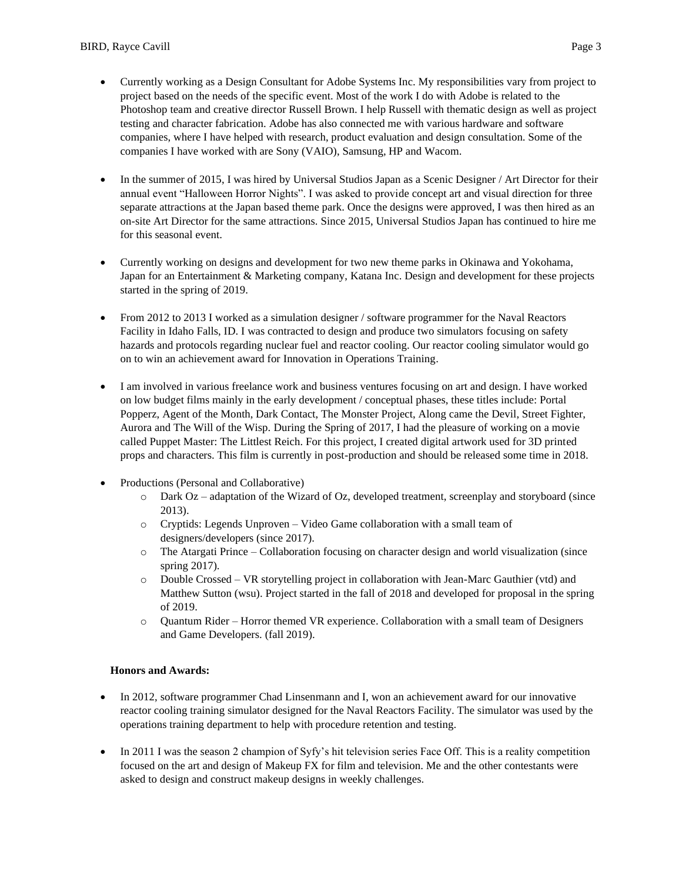- Currently working as a Design Consultant for Adobe Systems Inc. My responsibilities vary from project to project based on the needs of the specific event. Most of the work I do with Adobe is related to the Photoshop team and creative director Russell Brown. I help Russell with thematic design as well as project testing and character fabrication. Adobe has also connected me with various hardware and software companies, where I have helped with research, product evaluation and design consultation. Some of the companies I have worked with are Sony (VAIO), Samsung, HP and Wacom.

- In the summer of 2015, I was hired by Universal Studios Japan as a Scenic Designer / Art Director for their annual event "Halloween Horror Nights". I was asked to provide concept art and visual direction for three separate attractions at the Japan based theme park. Once the designs were approved, I was then hired as an on-site Art Director for the same attractions. Since 2015, Universal Studios Japan has continued to hire me for this seasonal event.

- Currently working on designs and development for two new theme parks in Okinawa and Yokohama, Japan for an Entertainment & Marketing company, Katana Inc. Design and development for these projects started in the spring of 2019.

- From 2012 to 2013 I worked as a simulation designer / software programmer for the Naval Reactors Facility in Idaho Falls, ID. I was contracted to design and produce two simulators focusing on safety hazards and protocols regarding nuclear fuel and reactor cooling. Our reactor cooling simulator would go on to win an achievement award for Innovation in Operations Training.

- I am involved in various freelance work and business ventures focusing on art and design. I have worked on low budget films mainly in the early development / conceptual phases, these titles include: Portal Popperz, Agent of the Month, Dark Contact, The Monster Project, Along came the Devil, Street Fighter, Aurora and The Will of the Wisp. During the Spring of 2017, I had the pleasure of working on a movie called Puppet Master: The Littlest Reich. For this project, I created digital artwork used for 3D printed props and characters. This film is currently in post-production and should be released some time in 2018.

- Productions (Personal and Collaborative)
  - Dark Oz – adaptation of the Wizard of Oz, developed treatment, screenplay and storyboard (since 2013).
  - Cryptids: Legends Unproven – Video Game collaboration with a small team of designers/developers (since 2017).
  - The Atargati Prince – Collaboration focusing on character design and world visualization (since spring 2017).
  - Double Crossed – VR storytelling project in collaboration with Jean-Marc Gauthier (vtd) and Matthew Sutton (wsu). Project started in the fall of 2018 and developed for proposal in the spring of 2019.
  - Quantum Rider – Horror themed VR experience. Collaboration with a small team of Designers and Game Developers. (fall 2019).

**Honors and Awards:**

- In 2012, software programmer Chad Linsenmann and I, won an achievement award for our innovative reactor cooling training simulator designed for the Naval Reactors Facility. The simulator was used by the operations training department to help with procedure retention and testing.

- In 2011 I was the season 2 champion of Syfy's hit television series Face Off. This is a reality competition focused on the art and design of Makeup FX for film and television. Me and the other contestants were asked to design and construct makeup designs in weekly challenges.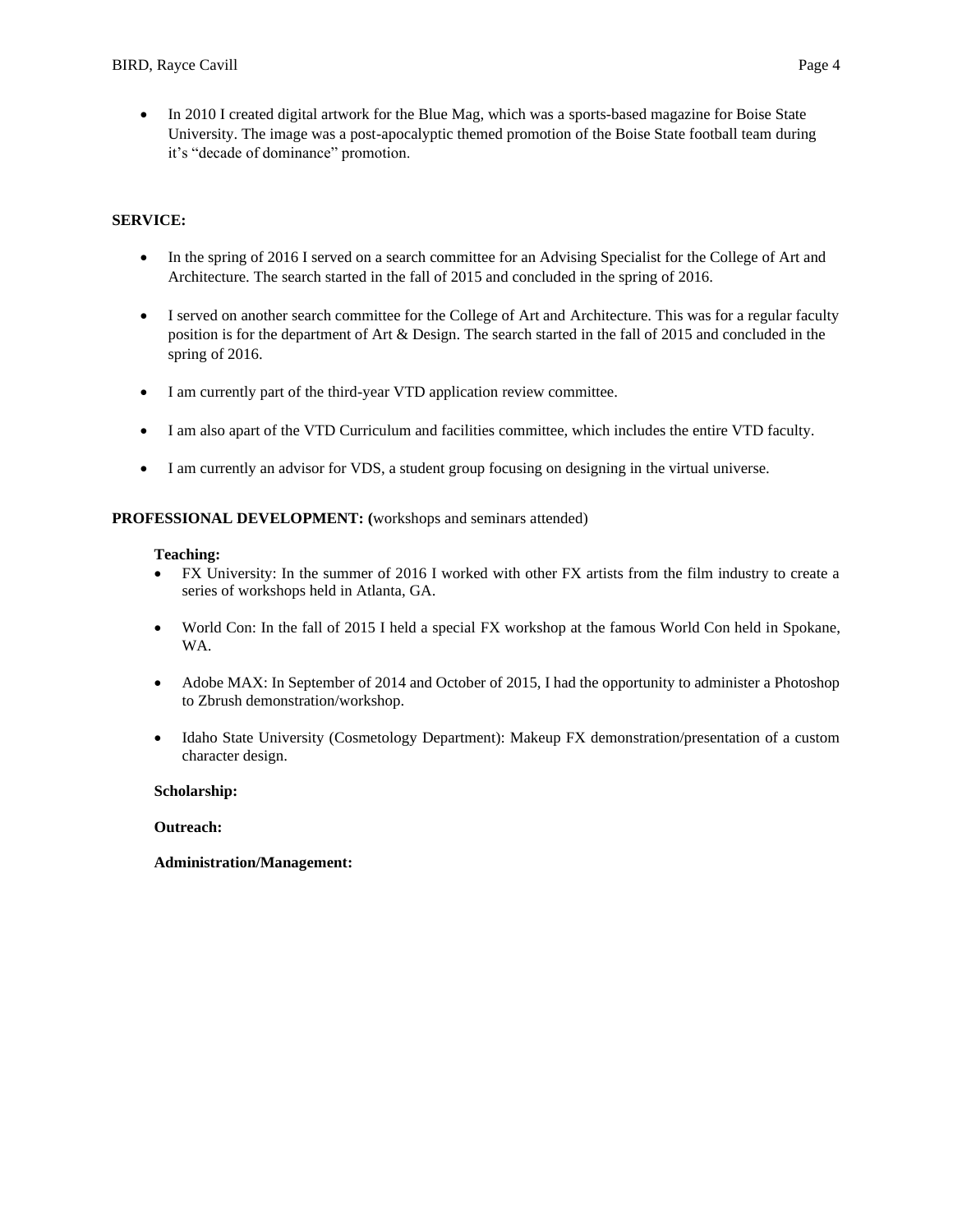- In 2010 I created digital artwork for the Blue Mag, which was a sports-based magazine for Boise State University. The image was a post-apocalyptic themed promotion of the Boise State football team during it's "decade of dominance" promotion.

**SERVICE:**

- In the spring of 2016 I served on a search committee for an Advising Specialist for the College of Art and Architecture. The search started in the fall of 2015 and concluded in the spring of 2016.

- I served on another search committee for the College of Art and Architecture. This was for a regular faculty position is for the department of Art & Design. The search started in the fall of 2015 and concluded in the spring of 2016.

- I am currently part of the third-year VTD application review committee.

- I am also apart of the VTD Curriculum and facilities committee, which includes the entire VTD faculty.

- I am currently an advisor for VDS, a student group focusing on designing in the virtual universe.

**PROFESSIONAL DEVELOPMENT: (**workshops and seminars attended)

**Teaching:**

- FX University: In the summer of 2016 I worked with other FX artists from the film industry to create a series of workshops held in Atlanta, GA.

- World Con: In the fall of 2015 I held a special FX workshop at the famous World Con held in Spokane, WA.

- Adobe MAX: In September of 2014 and October of 2015, I had the opportunity to administer a Photoshop to Zbrush demonstration/workshop.

- Idaho State University (Cosmetology Department): Makeup FX demonstration/presentation of a custom character design.

**Scholarship:**

**Outreach:**

**Administration/Management:**